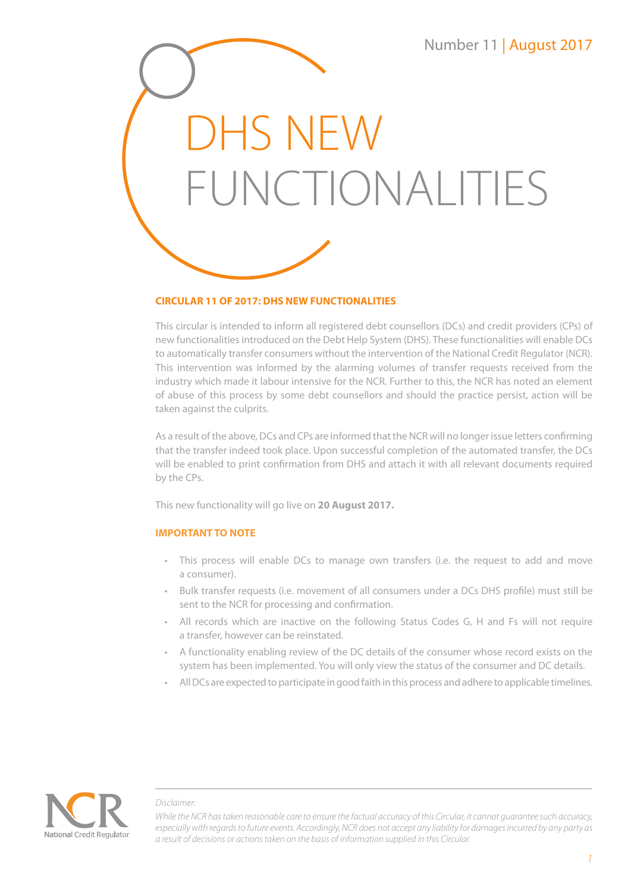Number 11 | August 2017

# DHS NEW FUNCTIONALITIES

## CIRCULAR 11 OF 2017: DHS NEW FUNCTIONALITIES

This circular is intended to inform all registered debt counsellors (DCs) and credit providers (CPs) of new functionalities introduced on the Debt Help System (DHS). These functionalities will enable DCs to automatically transfer consumers without the intervention of the National Credit Regulator (NCR). This intervention was informed by the alarming volumes of transfer requests received from the industry which made it labour intensive for the NCR. Further to this, the NCR has noted an element of abuse of this process by some debt counsellors and should the practice persist, action will be taken against the culprits.

As a result of the above, DCs and CPs are informed that the NCR will no longer issue letters confirming that the transfer indeed took place. Upon successful completion of the automated transfer, the DCs will be enabled to print confirmation from DHS and attach it with all relevant documents required by the CPs.

This new functionality will go live on **20 August 2017.**

## IMPORTANT TO NOTE

- This process will enable DCs to manage own transfers (i.e. the request to add and move a consumer).
- Bulk transfer requests (i.e. movement of all consumers under a DCs DHS profile) must still be sent to the NCR for processing and confirmation.
- All records which are inactive on the following Status Codes G, H and Fs will not require a transfer, however can be reinstated.
- A functionality enabling review of the DC details of the consumer whose record exists on the system has been implemented. You will only view the status of the consumer and DC details.
- All DCs are expected to participate in good faith in this process and adhere to applicable timelines.

National Credit Regulator

*Disclaimer:*

*While the NCR has taken reasonable care to ensure the factual accuracy of this Circular, it cannot guarantee such accuracy, especially with regards to future events. Accordingly, NCR does not accept any liability for damages incurred by any party as a result of decisions or actions taken on the basis of information supplied in this Circular.*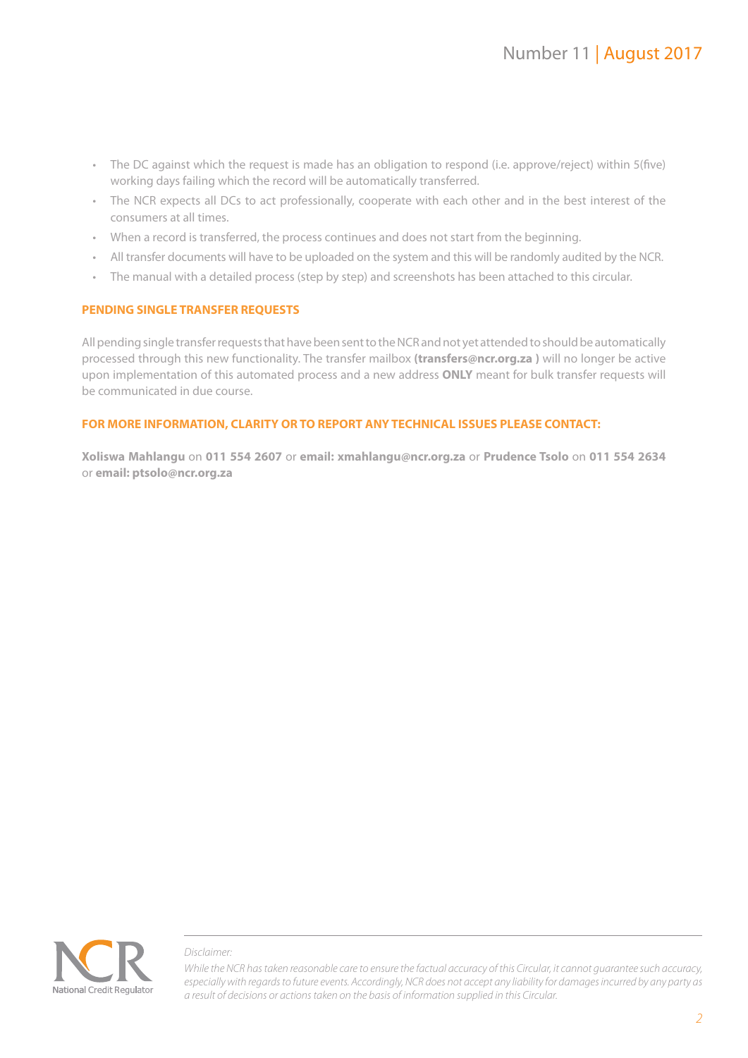- The DC against which the request is made has an obligation to respond (i.e. approve/reject) within 5(five) working days failing which the record will be automatically transferred.
- The NCR expects all DCs to act professionally, cooperate with each other and in the best interest of the consumers at all times.
- When a record is transferred, the process continues and does not start from the beginning.
- All transfer documents will have to be uploaded on the system and this will be randomly audited by the NCR.
- The manual with a detailed process (step by step) and screenshots has been attached to this circular.

**PENDING SINGLE TRANSFER REQUESTS**

All pending single transfer requests that have been sent to the NCR and not yet attended to should be automatically processed through this new functionality. The transfer mailbox **(transfers@ncr.org.za )** will no longer be active upon implementation of this automated process and a new address **ONLY** meant for bulk transfer requests will be communicated in due course.

**FOR MORE INFORMATION, CLARITY OR TO REPORT ANY TECHNICAL ISSUES PLEASE CONTACT:**

**Xoliswa Mahlangu** on **011 554 2607** or **email: xmahlangu@ncr.org.za** or **Prudence Tsolo** on **011 554 2634** or **email: ptsolo@ncr.org.za**

NCR
National Credit Regulator

*Disclaimer:*

*While the NCR has taken reasonable care to ensure the factual accuracy of this Circular, it cannot guarantee such accuracy, especially with regards to future events. Accordingly, NCR does not accept any liability for damages incurred by any party as a result of decisions or actions taken on the basis of information supplied in this Circular.*